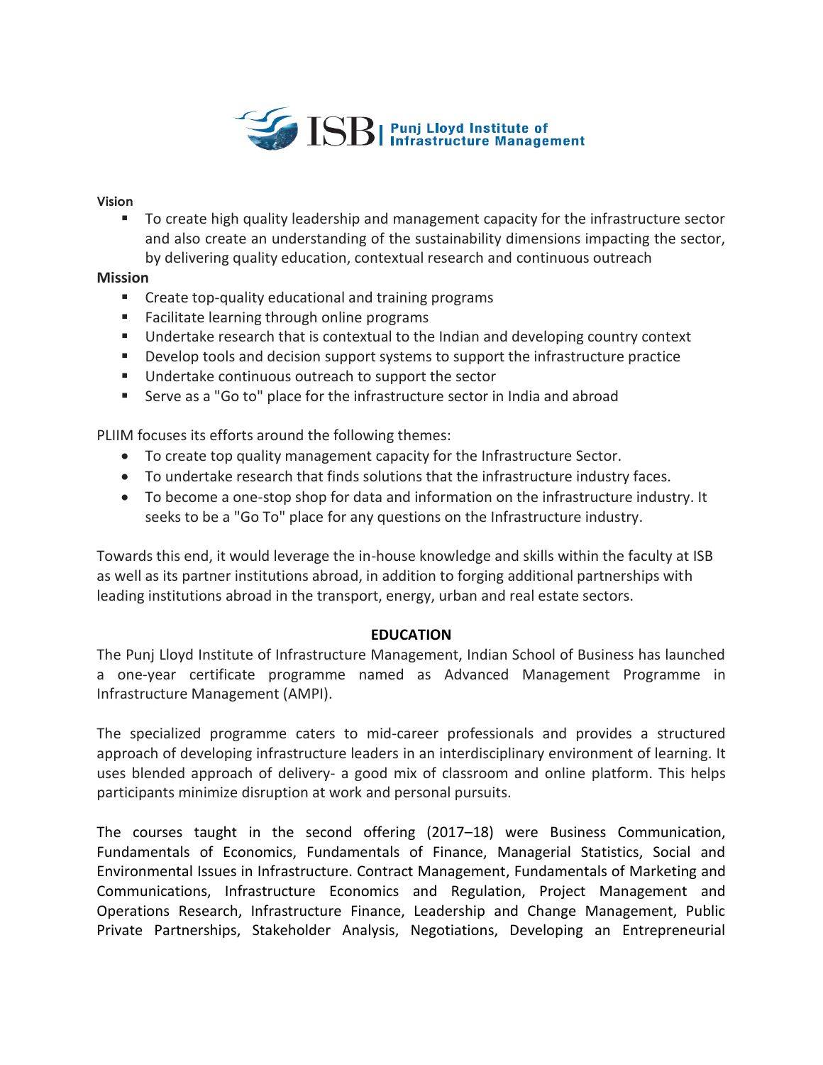ISB | Punj Lloyd Institute of Infrastructure Management

**Vision**

- To create high quality leadership and management capacity for the infrastructure sector and also create an understanding of the sustainability dimensions impacting the sector, by delivering quality education, contextual research and continuous outreach

**Mission**

- Create top-quality educational and training programs
- Facilitate learning through online programs
- Undertake research that is contextual to the Indian and developing country context
- Develop tools and decision support systems to support the infrastructure practice
- Undertake continuous outreach to support the sector
- Serve as a "Go to" place for the infrastructure sector in India and abroad

PLIIM focuses its efforts around the following themes:

- To create top quality management capacity for the Infrastructure Sector.
- To undertake research that finds solutions that the infrastructure industry faces.
- To become a one-stop shop for data and information on the infrastructure industry. It seeks to be a "Go To" place for any questions on the Infrastructure industry.

Towards this end, it would leverage the in-house knowledge and skills within the faculty at ISB as well as its partner institutions abroad, in addition to forging additional partnerships with leading institutions abroad in the transport, energy, urban and real estate sectors.

## EDUCATION

The Punj Lloyd Institute of Infrastructure Management, Indian School of Business has launched a one-year certificate programme named as Advanced Management Programme in Infrastructure Management (AMPI).

The specialized programme caters to mid-career professionals and provides a structured approach of developing infrastructure leaders in an interdisciplinary environment of learning. It uses blended approach of delivery- a good mix of classroom and online platform. This helps participants minimize disruption at work and personal pursuits.

The courses taught in the second offering (2017–18) were Business Communication, Fundamentals of Economics, Fundamentals of Finance, Managerial Statistics, Social and Environmental Issues in Infrastructure. Contract Management, Fundamentals of Marketing and Communications, Infrastructure Economics and Regulation, Project Management and Operations Research, Infrastructure Finance, Leadership and Change Management, Public Private Partnerships, Stakeholder Analysis, Negotiations, Developing an Entrepreneurial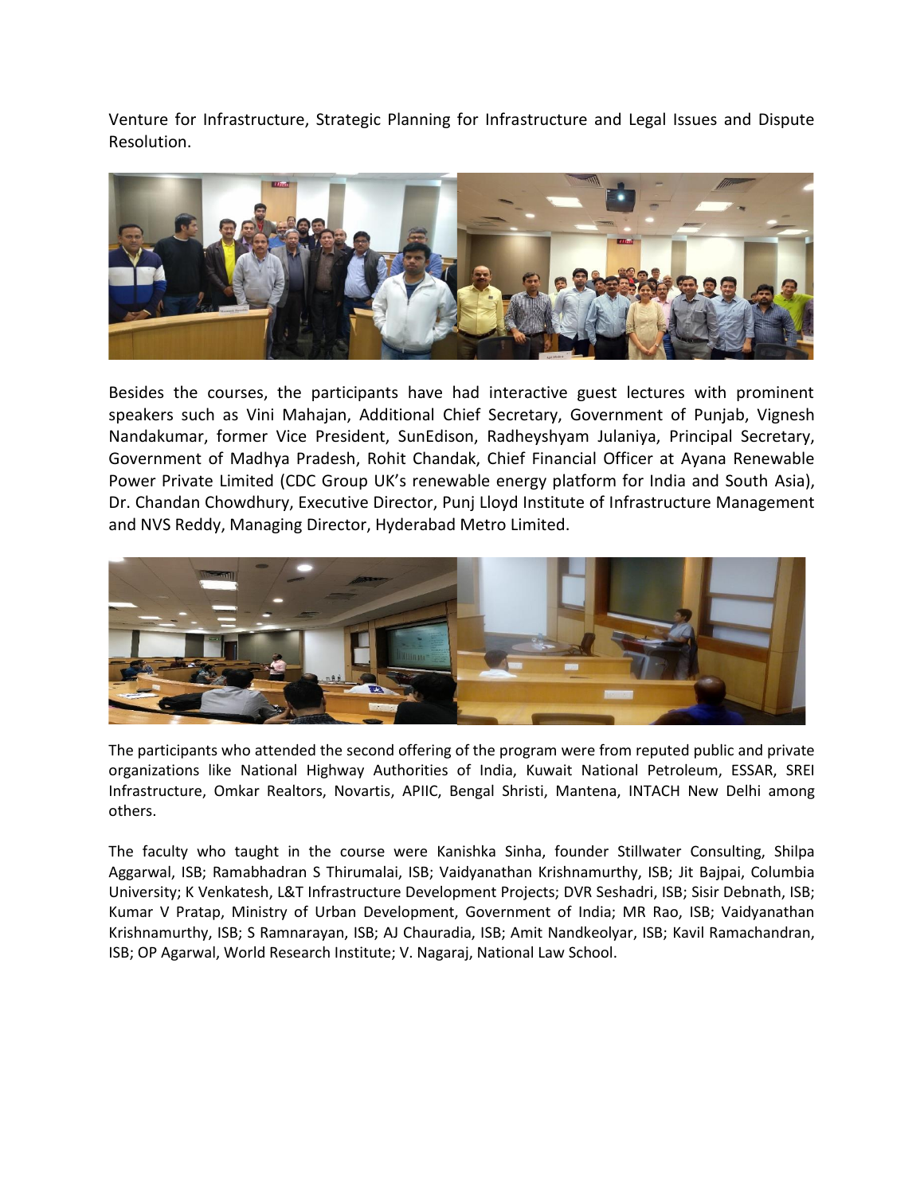Venture for Infrastructure, Strategic Planning for Infrastructure and Legal Issues and Dispute Resolution.

Besides the courses, the participants have had interactive guest lectures with prominent speakers such as Vini Mahajan, Additional Chief Secretary, Government of Punjab, Vignesh Nandakumar, former Vice President, SunEdison, Radheyshyam Julaniya, Principal Secretary, Government of Madhya Pradesh, Rohit Chandak, Chief Financial Officer at Ayana Renewable Power Private Limited (CDC Group UK's renewable energy platform for India and South Asia), Dr. Chandan Chowdhury, Executive Director, Punj Lloyd Institute of Infrastructure Management and NVS Reddy, Managing Director, Hyderabad Metro Limited.

The participants who attended the second offering of the program were from reputed public and private organizations like National Highway Authorities of India, Kuwait National Petroleum, ESSAR, SREI Infrastructure, Omkar Realtors, Novartis, APIIC, Bengal Shristi, Mantena, INTACH New Delhi among others.

The faculty who taught in the course were Kanishka Sinha, founder Stillwater Consulting, Shilpa Aggarwal, ISB; Ramabhadran S Thirumalai, ISB; Vaidyanathan Krishnamurthy, ISB; Jit Bajpai, Columbia University; K Venkatesh, L&T Infrastructure Development Projects; DVR Seshadri, ISB; Sisir Debnath, ISB; Kumar V Pratap, Ministry of Urban Development, Government of India; MR Rao, ISB; Vaidyanathan Krishnamurthy, ISB; S Ramnarayan, ISB; AJ Chauradia, ISB; Amit Nandkeolyar, ISB; Kavil Ramachandran, ISB; OP Agarwal, World Research Institute; V. Nagaraj, National Law School.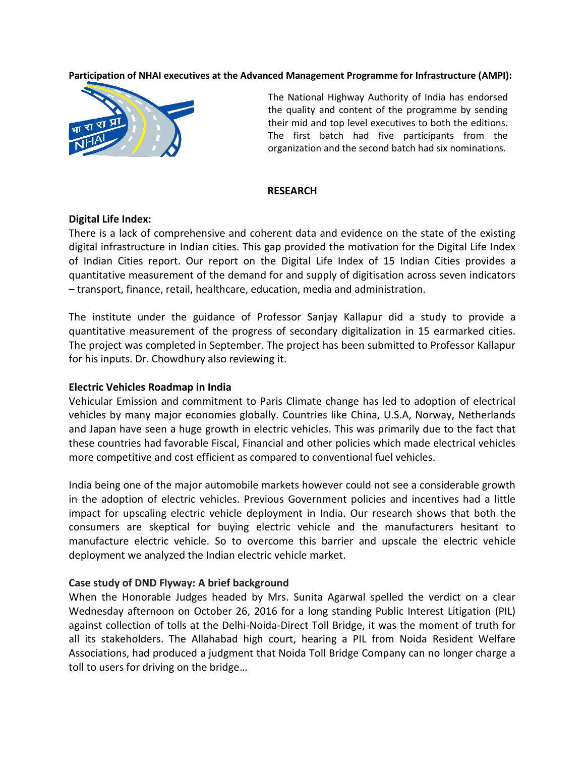**Participation of NHAI executives at the Advanced Management Programme for Infrastructure (AMPI):**

The National Highway Authority of India has endorsed the quality and content of the programme by sending their mid and top level executives to both the editions. The first batch had five participants from the organization and the second batch had six nominations.

## RESEARCH

### Digital Life Index:

There is a lack of comprehensive and coherent data and evidence on the state of the existing digital infrastructure in Indian cities. This gap provided the motivation for the Digital Life Index of Indian Cities report. Our report on the Digital Life Index of 15 Indian Cities provides a quantitative measurement of the demand for and supply of digitisation across seven indicators – transport, finance, retail, healthcare, education, media and administration.

The institute under the guidance of Professor Sanjay Kallapur did a study to provide a quantitative measurement of the progress of secondary digitalization in 15 earmarked cities. The project was completed in September. The project has been submitted to Professor Kallapur for his inputs. Dr. Chowdhury also reviewing it.

### Electric Vehicles Roadmap in India

Vehicular Emission and commitment to Paris Climate change has led to adoption of electrical vehicles by many major economies globally. Countries like China, U.S.A, Norway, Netherlands and Japan have seen a huge growth in electric vehicles. This was primarily due to the fact that these countries had favorable Fiscal, Financial and other policies which made electrical vehicles more competitive and cost efficient as compared to conventional fuel vehicles.

India being one of the major automobile markets however could not see a considerable growth in the adoption of electric vehicles. Previous Government policies and incentives had a little impact for upscaling electric vehicle deployment in India. Our research shows that both the consumers are skeptical for buying electric vehicle and the manufacturers hesitant to manufacture electric vehicle. So to overcome this barrier and upscale the electric vehicle deployment we analyzed the Indian electric vehicle market.

### Case study of DND Flyway: A brief background

When the Honorable Judges headed by Mrs. Sunita Agarwal spelled the verdict on a clear Wednesday afternoon on October 26, 2016 for a long standing Public Interest Litigation (PIL) against collection of tolls at the Delhi-Noida-Direct Toll Bridge, it was the moment of truth for all its stakeholders. The Allahabad high court, hearing a PIL from Noida Resident Welfare Associations, had produced a judgment that Noida Toll Bridge Company can no longer charge a toll to users for driving on the bridge…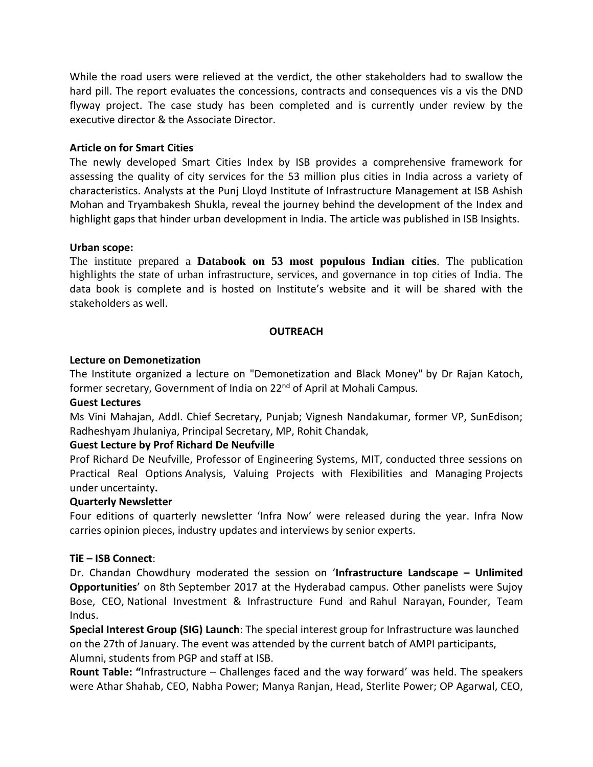While the road users were relieved at the verdict, the other stakeholders had to swallow the hard pill. The report evaluates the concessions, contracts and consequences vis a vis the DND flyway project. The case study has been completed and is currently under review by the executive director & the Associate Director.

**Article on for Smart Cities**

The newly developed Smart Cities Index by ISB provides a comprehensive framework for assessing the quality of city services for the 53 million plus cities in India across a variety of characteristics. Analysts at the Punj Lloyd Institute of Infrastructure Management at ISB Ashish Mohan and Tryambakesh Shukla, reveal the journey behind the development of the Index and highlight gaps that hinder urban development in India. The article was published in ISB Insights.

**Urban scope:**

The institute prepared a **Databook on 53 most populous Indian cities**. The publication highlights the state of urban infrastructure, services, and governance in top cities of India. The data book is complete and is hosted on Institute's website and it will be shared with the stakeholders as well.

## OUTREACH

**Lecture on Demonetization**

The Institute organized a lecture on "Demonetization and Black Money" by Dr Rajan Katoch, former secretary, Government of India on 22nd of April at Mohali Campus.

**Guest Lectures**

Ms Vini Mahajan, Addl. Chief Secretary, Punjab; Vignesh Nandakumar, former VP, SunEdison; Radheshyam Jhulaniya, Principal Secretary, MP, Rohit Chandak,

**Guest Lecture by Prof Richard De Neufville**

Prof Richard De Neufville, Professor of Engineering Systems, MIT, conducted three sessions on Practical Real Options Analysis, Valuing Projects with Flexibilities and Managing Projects under uncertainty**.**

**Quarterly Newsletter**

Four editions of quarterly newsletter 'Infra Now' were released during the year. Infra Now carries opinion pieces, industry updates and interviews by senior experts.

**TiE – ISB Connect**:

Dr. Chandan Chowdhury moderated the session on '**Infrastructure Landscape – Unlimited Opportunities**' on 8th September 2017 at the Hyderabad campus. Other panelists were Sujoy Bose, CEO, National Investment & Infrastructure Fund and Rahul Narayan, Founder, Team Indus.

**Special Interest Group (SIG) Launch**: The special interest group for Infrastructure was launched on the 27th of January. The event was attended by the current batch of AMPI participants, Alumni, students from PGP and staff at ISB.

**Rount Table: "**Infrastructure – Challenges faced and the way forward' was held. The speakers were Athar Shahab, CEO, Nabha Power; Manya Ranjan, Head, Sterlite Power; OP Agarwal, CEO,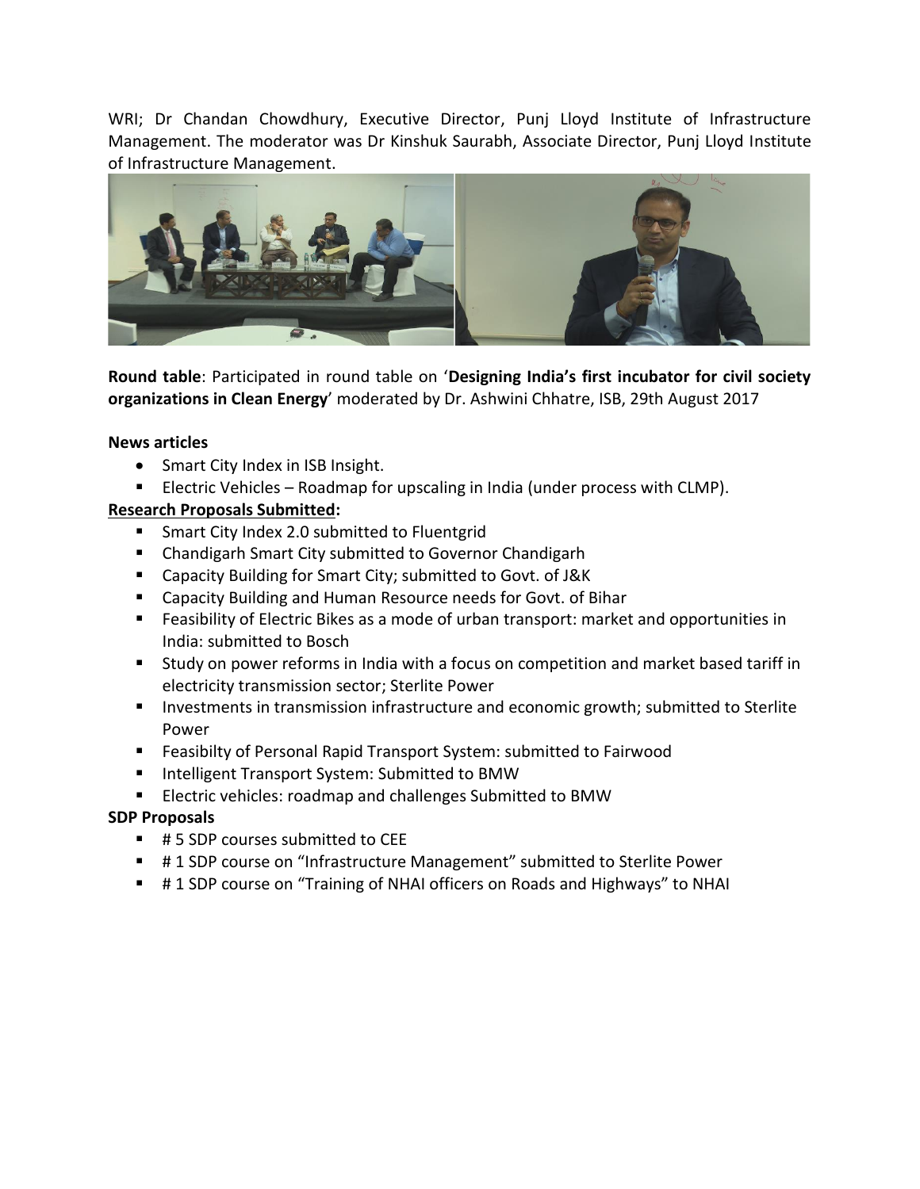WRI; Dr Chandan Chowdhury, Executive Director, Punj Lloyd Institute of Infrastructure Management. The moderator was Dr Kinshuk Saurabh, Associate Director, Punj Lloyd Institute of Infrastructure Management.

**Round table**: Participated in round table on '**Designing India's first incubator for civil society organizations in Clean Energy**' moderated by Dr. Ashwini Chhatre, ISB, 29th August 2017

**News articles**

- Smart City Index in ISB Insight.
- Electric Vehicles – Roadmap for upscaling in India (under process with CLMP).

**Research Proposals Submitted:**

- Smart City Index 2.0 submitted to Fluentgrid
- Chandigarh Smart City submitted to Governor Chandigarh
- Capacity Building for Smart City; submitted to Govt. of J&K
- Capacity Building and Human Resource needs for Govt. of Bihar
- Feasibility of Electric Bikes as a mode of urban transport: market and opportunities in India: submitted to Bosch
- Study on power reforms in India with a focus on competition and market based tariff in electricity transmission sector; Sterlite Power
- Investments in transmission infrastructure and economic growth; submitted to Sterlite Power
- Feasibilty of Personal Rapid Transport System: submitted to Fairwood
- Intelligent Transport System: Submitted to BMW
- Electric vehicles: roadmap and challenges Submitted to BMW

**SDP Proposals**

- # 5 SDP courses submitted to CEE
- # 1 SDP course on "Infrastructure Management" submitted to Sterlite Power
- # 1 SDP course on "Training of NHAI officers on Roads and Highways" to NHAI